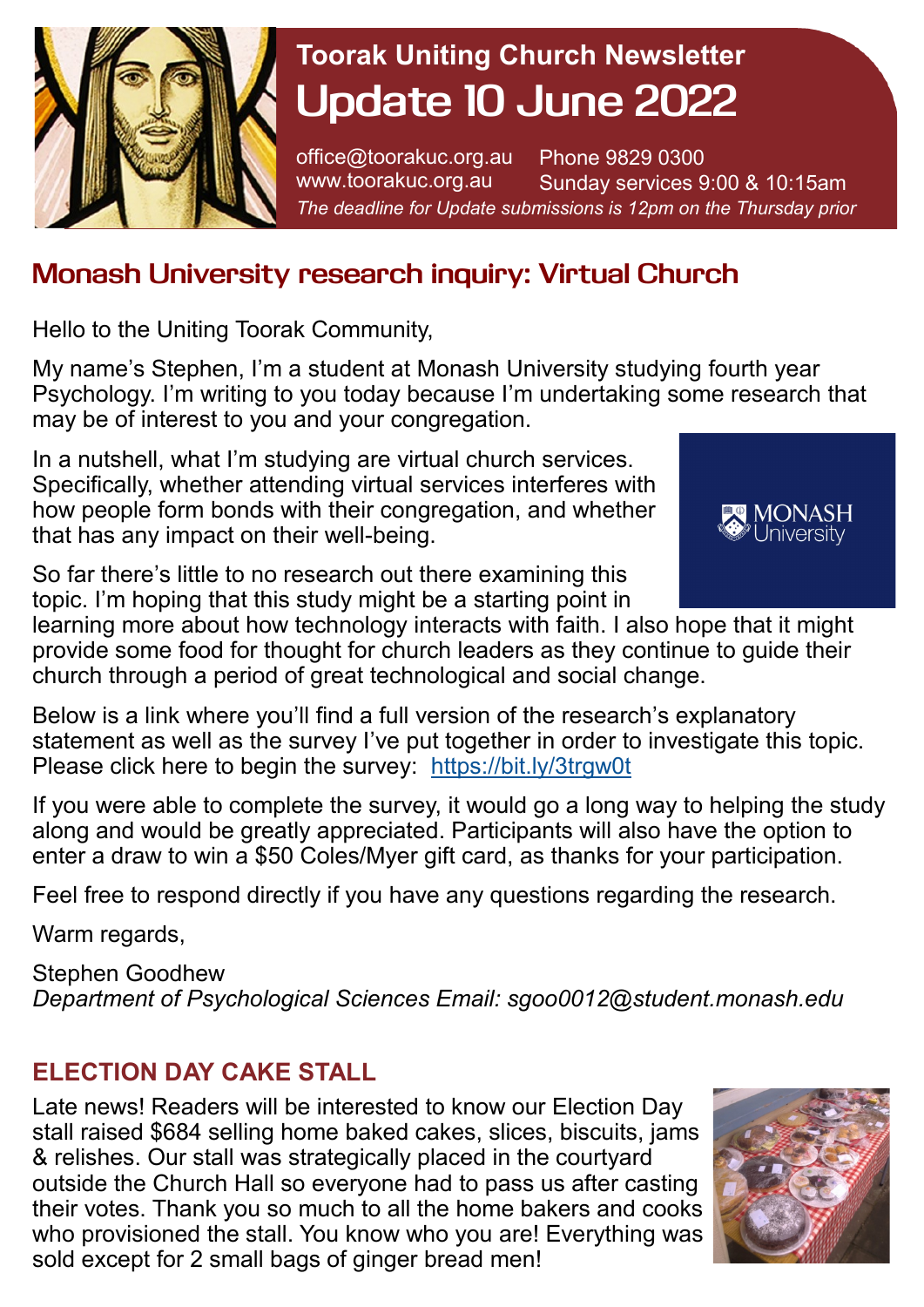# Toorak Uniting Church Newsletter

## Update 10 June 2022

office@toorakuc.org.au
www.toorakuc.org.au

Phone 9829 0300
Sunday services 9:00 & 10:15am

*The deadline for Update submissions is 12pm on the Thursday prior*

## Monash University research inquiry: Virtual Church

Hello to the Uniting Toorak Community,

My name's Stephen, I'm a student at Monash University studying fourth year Psychology. I'm writing to you today because I'm undertaking some research that may be of interest to you and your congregation.

In a nutshell, what I'm studying are virtual church services. Specifically, whether attending virtual services interferes with how people form bonds with their congregation, and whether that has any impact on their well-being.

So far there's little to no research out there examining this topic. I'm hoping that this study might be a starting point in learning more about how technology interacts with faith. I also hope that it might provide some food for thought for church leaders as they continue to guide their church through a period of great technological and social change.

Below is a link where you'll find a full version of the research's explanatory statement as well as the survey I've put together in order to investigate this topic. Please click here to begin the survey: https://bit.ly/3trgw0t

If you were able to complete the survey, it would go a long way to helping the study along and would be greatly appreciated. Participants will also have the option to enter a draw to win a $50 Coles/Myer gift card, as thanks for your participation.

Feel free to respond directly if you have any questions regarding the research.

Warm regards,

Stephen Goodhew
*Department of Psychological Sciences Email: sgoo0012@student.monash.edu*

## ELECTION DAY CAKE STALL

Late news! Readers will be interested to know our Election Day stall raised $684 selling home baked cakes, slices, biscuits, jams & relishes. Our stall was strategically placed in the courtyard outside the Church Hall so everyone had to pass us after casting their votes. Thank you so much to all the home bakers and cooks who provisioned the stall. You know who you are! Everything was sold except for 2 small bags of ginger bread men!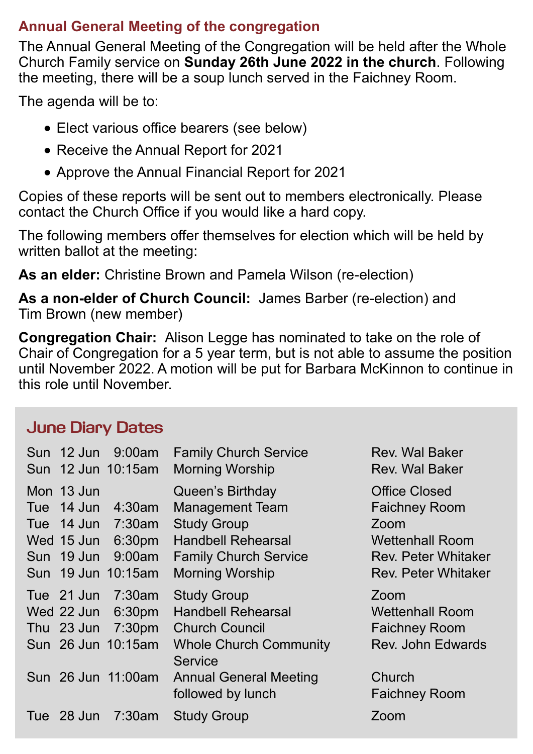## Annual General Meeting of the congregation

The Annual General Meeting of the Congregation will be held after the Whole Church Family service on **Sunday 26th June 2022 in the church**. Following the meeting, there will be a soup lunch served in the Faichney Room.

The agenda will be to:

- Elect various office bearers (see below)
- Receive the Annual Report for 2021
- Approve the Annual Financial Report for 2021

Copies of these reports will be sent out to members electronically. Please contact the Church Office if you would like a hard copy.

The following members offer themselves for election which will be held by written ballot at the meeting:

**As an elder:** Christine Brown and Pamela Wilson (re-election)

**As a non-elder of Church Council:** James Barber (re-election) and Tim Brown (new member)

**Congregation Chair:** Alison Legge has nominated to take on the role of Chair of Congregation for a 5 year term, but is not able to assume the position until November 2022. A motion will be put for Barbara McKinnon to continue in this role until November.

## June Diary Dates

| | | | | |
|---|---|---|---|---|
| Sun | 12 Jun | 9:00am | Family Church Service | Rev. Wal Baker |
| Sun | 12 Jun | 10:15am | Morning Worship | Rev. Wal Baker |
| Mon | 13 Jun | | Queen's Birthday | Office Closed |
| Tue | 14 Jun | 4:30am | Management Team | Faichney Room |
| Tue | 14 Jun | 7:30am | Study Group | Zoom |
| Wed | 15 Jun | 6:30pm | Handbell Rehearsal | Wettenhall Room |
| Sun | 19 Jun | 9:00am | Family Church Service | Rev. Peter Whitaker |
| Sun | 19 Jun | 10:15am | Morning Worship | Rev. Peter Whitaker |
| Tue | 21 Jun | 7:30am | Study Group | Zoom |
| Wed | 22 Jun | 6:30pm | Handbell Rehearsal | Wettenhall Room |
| Thu | 23 Jun | 7:30pm | Church Council | Faichney Room |
| Sun | 26 Jun | 10:15am | Whole Church Community Service | Rev. John Edwards |
| Sun | 26 Jun | 11:00am | Annual General Meeting followed by lunch | Church Faichney Room |
| Tue | 28 Jun | 7:30am | Study Group | Zoom |